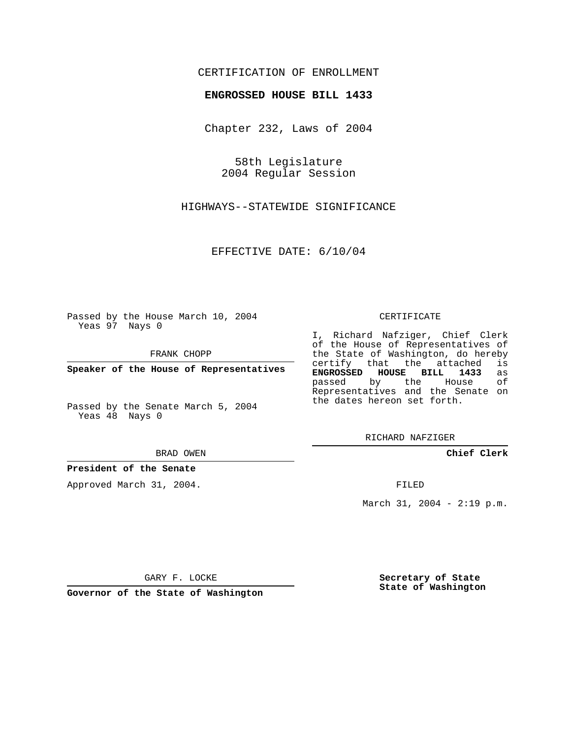CERTIFICATION OF ENROLLMENT

**ENGROSSED HOUSE BILL 1433**

Chapter 232, Laws of 2004

58th Legislature
2004 Regular Session

HIGHWAYS--STATEWIDE SIGNIFICANCE

EFFECTIVE DATE: 6/10/04

Passed by the House March 10, 2004
Yeas 97 Nays 0

FRANK CHOPP

**Speaker of the House of Representatives**

Passed by the Senate March 5, 2004
Yeas 48 Nays 0

BRAD OWEN

**President of the Senate**

Approved March 31, 2004.

GARY F. LOCKE

**Governor of the State of Washington**

CERTIFICATE

I, Richard Nafziger, Chief Clerk of the House of Representatives of the State of Washington, do hereby certify that the attached is **ENGROSSED HOUSE BILL 1433** as passed by the House of Representatives and the Senate on the dates hereon set forth.

RICHARD NAFZIGER

**Chief Clerk**

FILED

March 31, 2004 - 2:19 p.m.

**Secretary of State**
**State of Washington**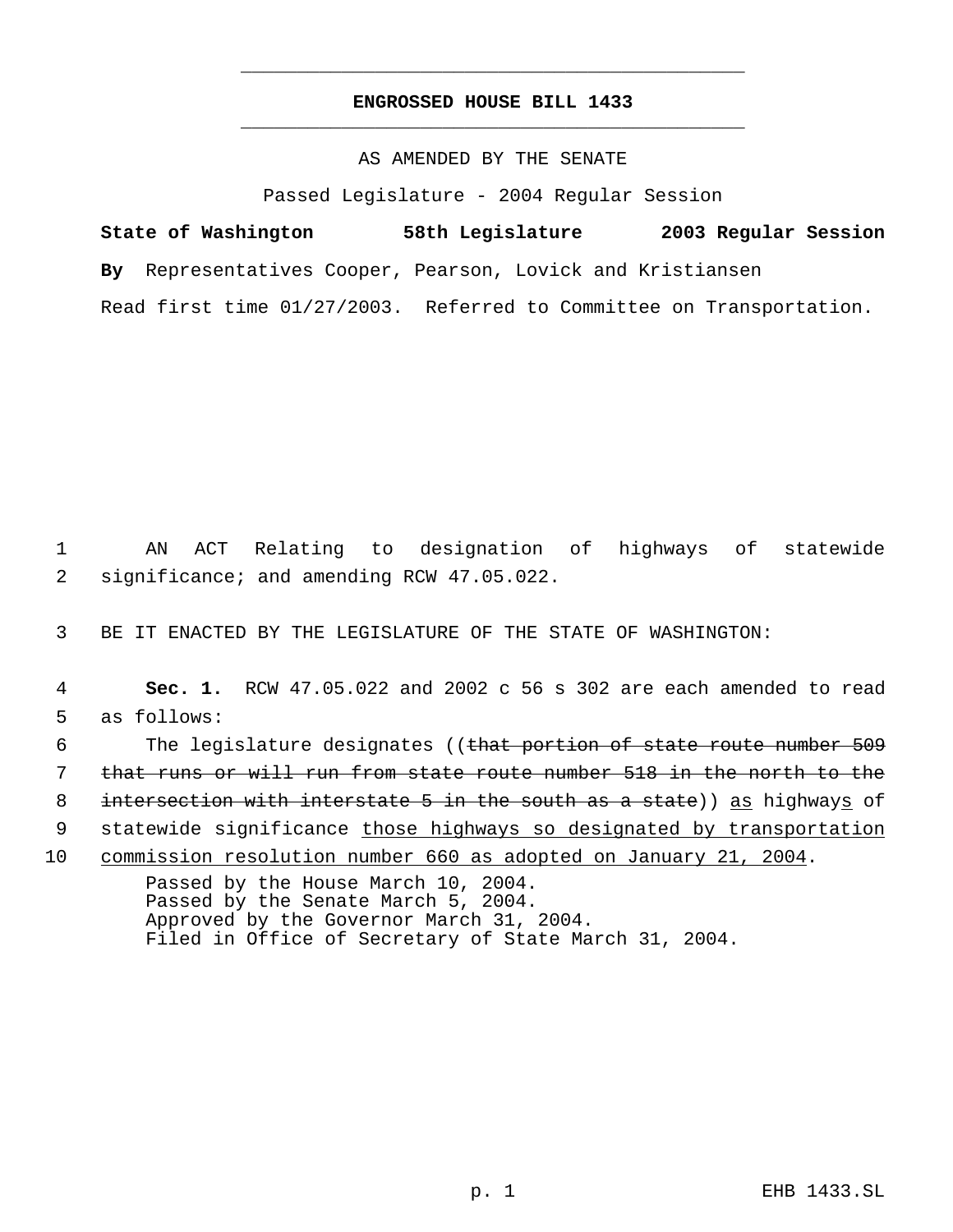# ENGROSSED HOUSE BILL 1433

AS AMENDED BY THE SENATE

Passed Legislature - 2004 Regular Session

**State of Washington 58th Legislature 2003 Regular Session**

**By** Representatives Cooper, Pearson, Lovick and Kristiansen

Read first time 01/27/2003. Referred to Committee on Transportation.

AN ACT Relating to designation of highways of statewide significance; and amending RCW 47.05.022.

BE IT ENACTED BY THE LEGISLATURE OF THE STATE OF WASHINGTON:

**Sec. 1.** RCW 47.05.022 and 2002 c 56 s 302 are each amended to read as follows:

The legislature designates ((~~that portion of state route number 509 that runs or will run from state route number 518 in the north to the intersection with interstate 5 in the south as a state~~)) <u>as</u> highway<u>s</u> of statewide significance <u>those highways so designated by transportation commission resolution number 660 as adopted on January 21, 2004</u>.

Passed by the House March 10, 2004.
Passed by the Senate March 5, 2004.
Approved by the Governor March 31, 2004.
Filed in Office of Secretary of State March 31, 2004.